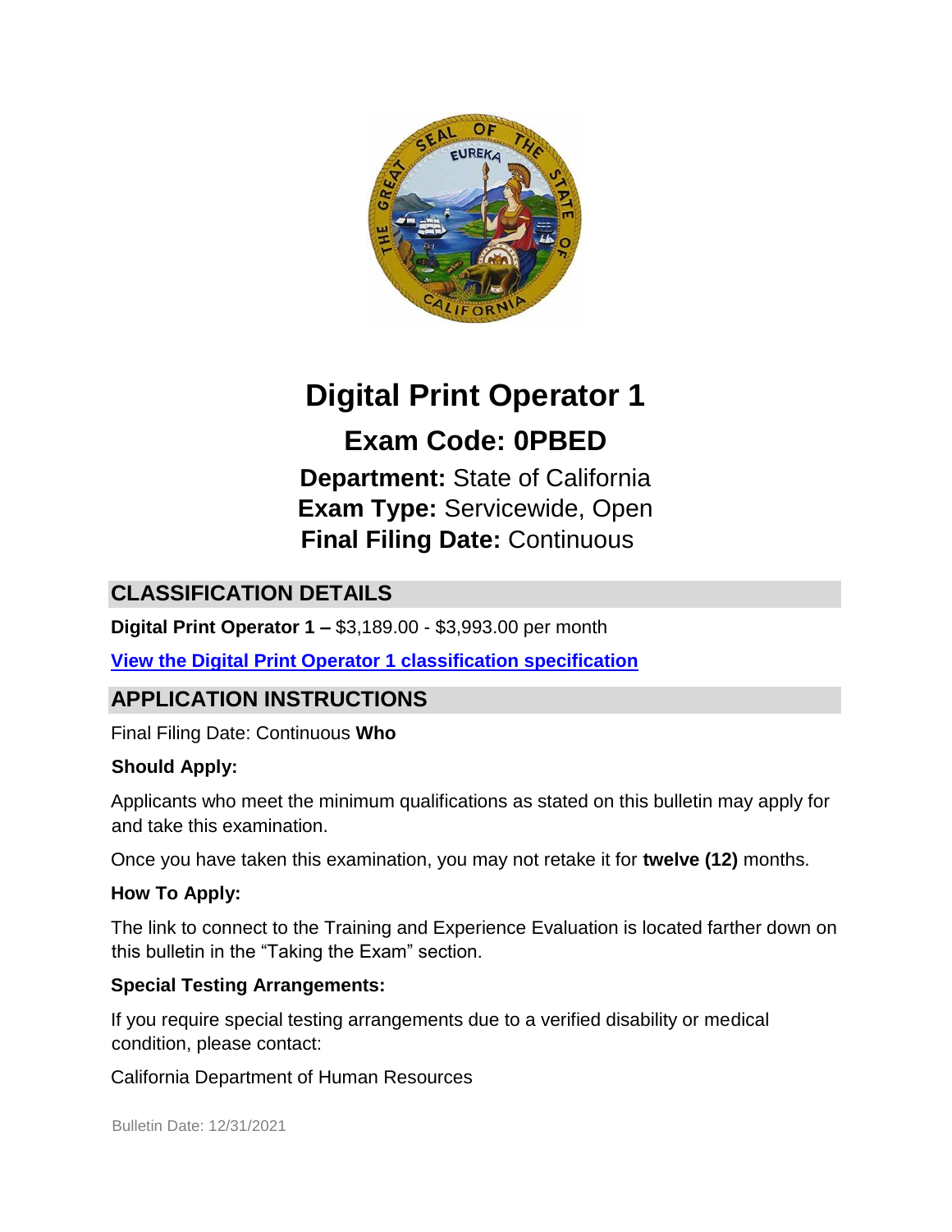# Digital Print Operator 1

## Exam Code: 0PBED

**Department:** State of California
**Exam Type:** Servicewide, Open
**Final Filing Date:** Continuous

## CLASSIFICATION DETAILS

**Digital Print Operator 1 –** $3,189.00 - $3,993.00 per month

**[View the Digital Print Operator 1 classification specification]**

## APPLICATION INSTRUCTIONS

Final Filing Date: Continuous **Who**

**Should Apply:**

Applicants who meet the minimum qualifications as stated on this bulletin may apply for and take this examination.

Once you have taken this examination, you may not retake it for **twelve (12)** months.

**How To Apply:**

The link to connect to the Training and Experience Evaluation is located farther down on this bulletin in the "Taking the Exam" section.

**Special Testing Arrangements:**

If you require special testing arrangements due to a verified disability or medical condition, please contact:

California Department of Human Resources

Bulletin Date: 12/31/2021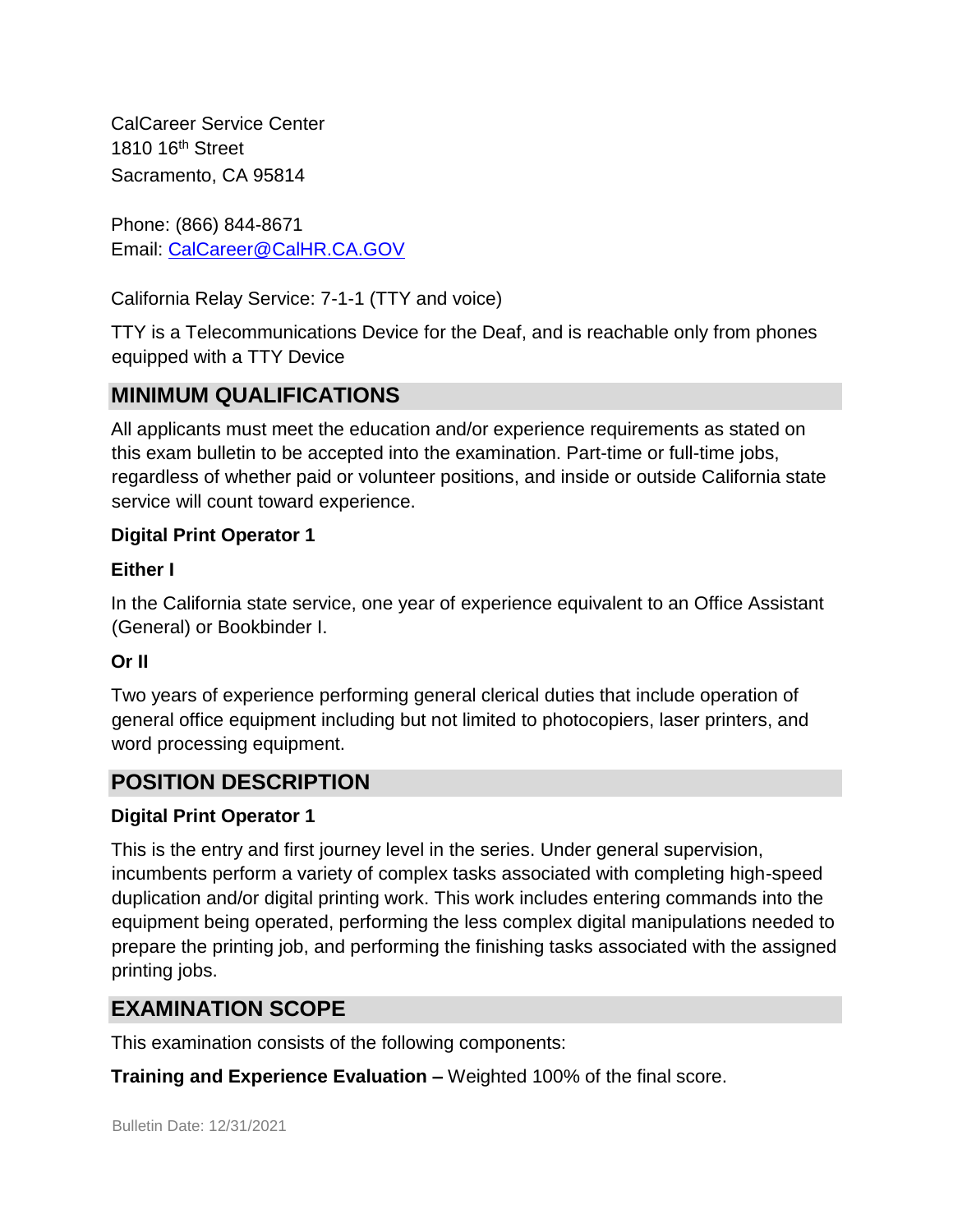CalCareer Service Center
1810 16th Street
Sacramento, CA 95814

Phone: (866) 844-8671
Email: [CalCareer@CalHR.CA.GOV](mailto:CalCareer@CalHR.CA.GOV)

California Relay Service: 7-1-1 (TTY and voice)

TTY is a Telecommunications Device for the Deaf, and is reachable only from phones equipped with a TTY Device

## MINIMUM QUALIFICATIONS

All applicants must meet the education and/or experience requirements as stated on this exam bulletin to be accepted into the examination. Part-time or full-time jobs, regardless of whether paid or volunteer positions, and inside or outside California state service will count toward experience.

**Digital Print Operator 1**

**Either I**

In the California state service, one year of experience equivalent to an Office Assistant (General) or Bookbinder I.

**Or II**

Two years of experience performing general clerical duties that include operation of general office equipment including but not limited to photocopiers, laser printers, and word processing equipment.

## POSITION DESCRIPTION

**Digital Print Operator 1**

This is the entry and first journey level in the series. Under general supervision, incumbents perform a variety of complex tasks associated with completing high-speed duplication and/or digital printing work. This work includes entering commands into the equipment being operated, performing the less complex digital manipulations needed to prepare the printing job, and performing the finishing tasks associated with the assigned printing jobs.

## EXAMINATION SCOPE

This examination consists of the following components:

**Training and Experience Evaluation –** Weighted 100% of the final score.

Bulletin Date: 12/31/2021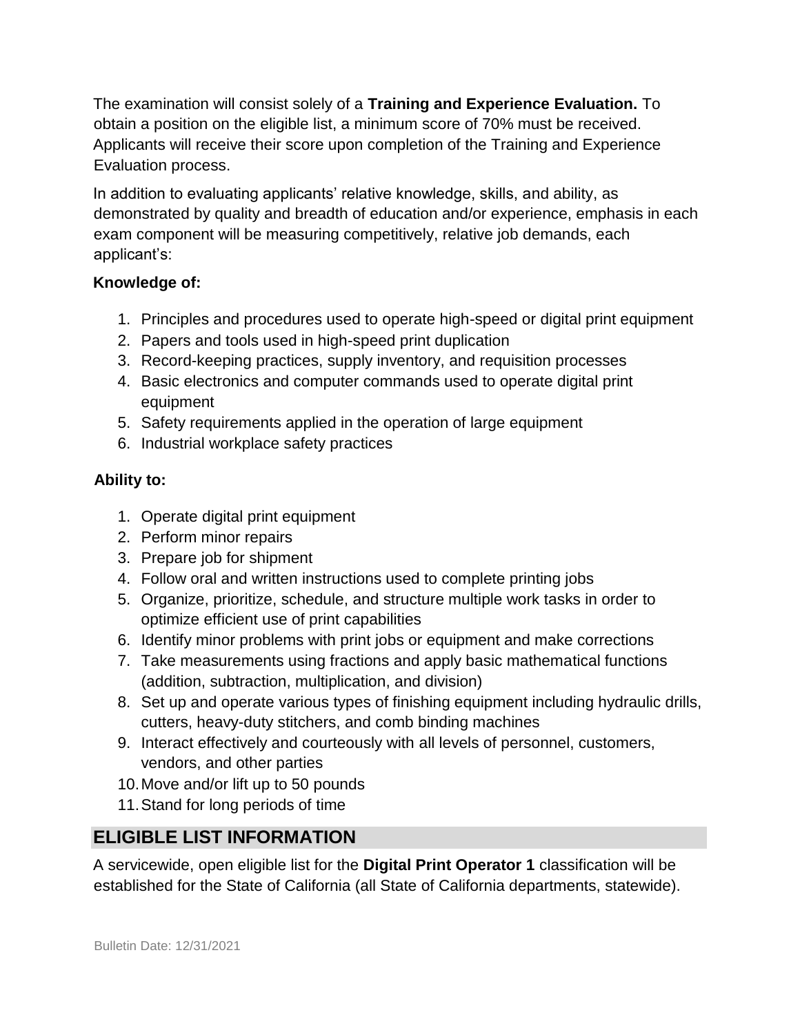The examination will consist solely of a **Training and Experience Evaluation.** To obtain a position on the eligible list, a minimum score of 70% must be received. Applicants will receive their score upon completion of the Training and Experience Evaluation process.

In addition to evaluating applicants' relative knowledge, skills, and ability, as demonstrated by quality and breadth of education and/or experience, emphasis in each exam component will be measuring competitively, relative job demands, each applicant's:

**Knowledge of:**

1. Principles and procedures used to operate high-speed or digital print equipment
2. Papers and tools used in high-speed print duplication
3. Record-keeping practices, supply inventory, and requisition processes
4. Basic electronics and computer commands used to operate digital print equipment
5. Safety requirements applied in the operation of large equipment
6. Industrial workplace safety practices

**Ability to:**

1. Operate digital print equipment
2. Perform minor repairs
3. Prepare job for shipment
4. Follow oral and written instructions used to complete printing jobs
5. Organize, prioritize, schedule, and structure multiple work tasks in order to optimize efficient use of print capabilities
6. Identify minor problems with print jobs or equipment and make corrections
7. Take measurements using fractions and apply basic mathematical functions (addition, subtraction, multiplication, and division)
8. Set up and operate various types of finishing equipment including hydraulic drills, cutters, heavy-duty stitchers, and comb binding machines
9. Interact effectively and courteously with all levels of personnel, customers, vendors, and other parties
10. Move and/or lift up to 50 pounds
11. Stand for long periods of time

## ELIGIBLE LIST INFORMATION

A servicewide, open eligible list for the **Digital Print Operator 1** classification will be established for the State of California (all State of California departments, statewide).

Bulletin Date: 12/31/2021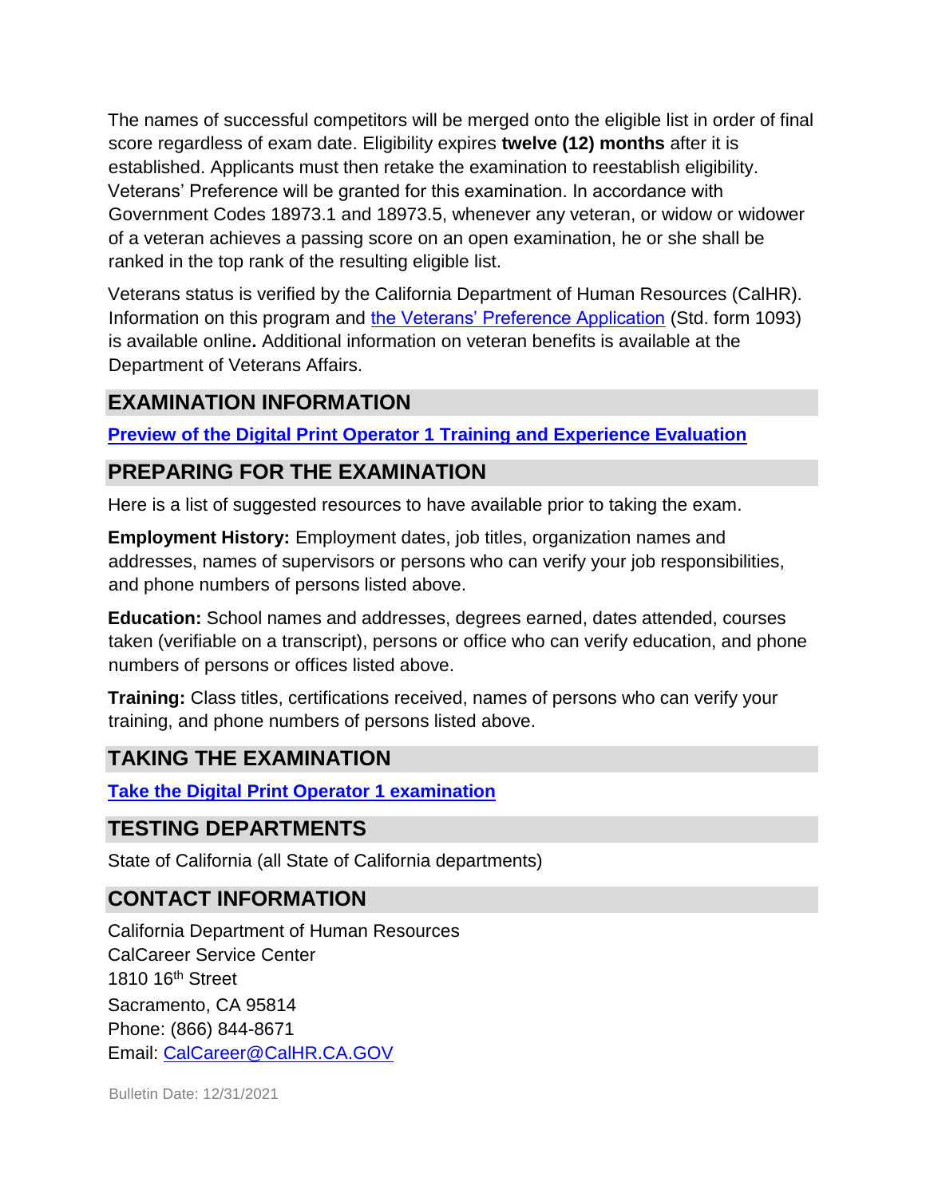The names of successful competitors will be merged onto the eligible list in order of final score regardless of exam date. Eligibility expires **twelve (12) months** after it is established. Applicants must then retake the examination to reestablish eligibility. Veterans' Preference will be granted for this examination. In accordance with Government Codes 18973.1 and 18973.5, whenever any veteran, or widow or widower of a veteran achieves a passing score on an open examination, he or she shall be ranked in the top rank of the resulting eligible list.

Veterans status is verified by the California Department of Human Resources (CalHR). Information on this program and the Veterans' Preference Application (Std. form 1093) is available online**.** Additional information on veteran benefits is available at the Department of Veterans Affairs.

## EXAMINATION INFORMATION

**Preview of the Digital Print Operator 1 Training and Experience Evaluation**

## PREPARING FOR THE EXAMINATION

Here is a list of suggested resources to have available prior to taking the exam.

**Employment History:** Employment dates, job titles, organization names and addresses, names of supervisors or persons who can verify your job responsibilities, and phone numbers of persons listed above.

**Education:** School names and addresses, degrees earned, dates attended, courses taken (verifiable on a transcript), persons or office who can verify education, and phone numbers of persons or offices listed above.

**Training:** Class titles, certifications received, names of persons who can verify your training, and phone numbers of persons listed above.

## TAKING THE EXAMINATION

**Take the Digital Print Operator 1 examination**

## TESTING DEPARTMENTS

State of California (all State of California departments)

## CONTACT INFORMATION

California Department of Human Resources
CalCareer Service Center
1810 16th Street
Sacramento, CA 95814
Phone: (866) 844-8671
Email: CalCareer@CalHR.CA.GOV

Bulletin Date: 12/31/2021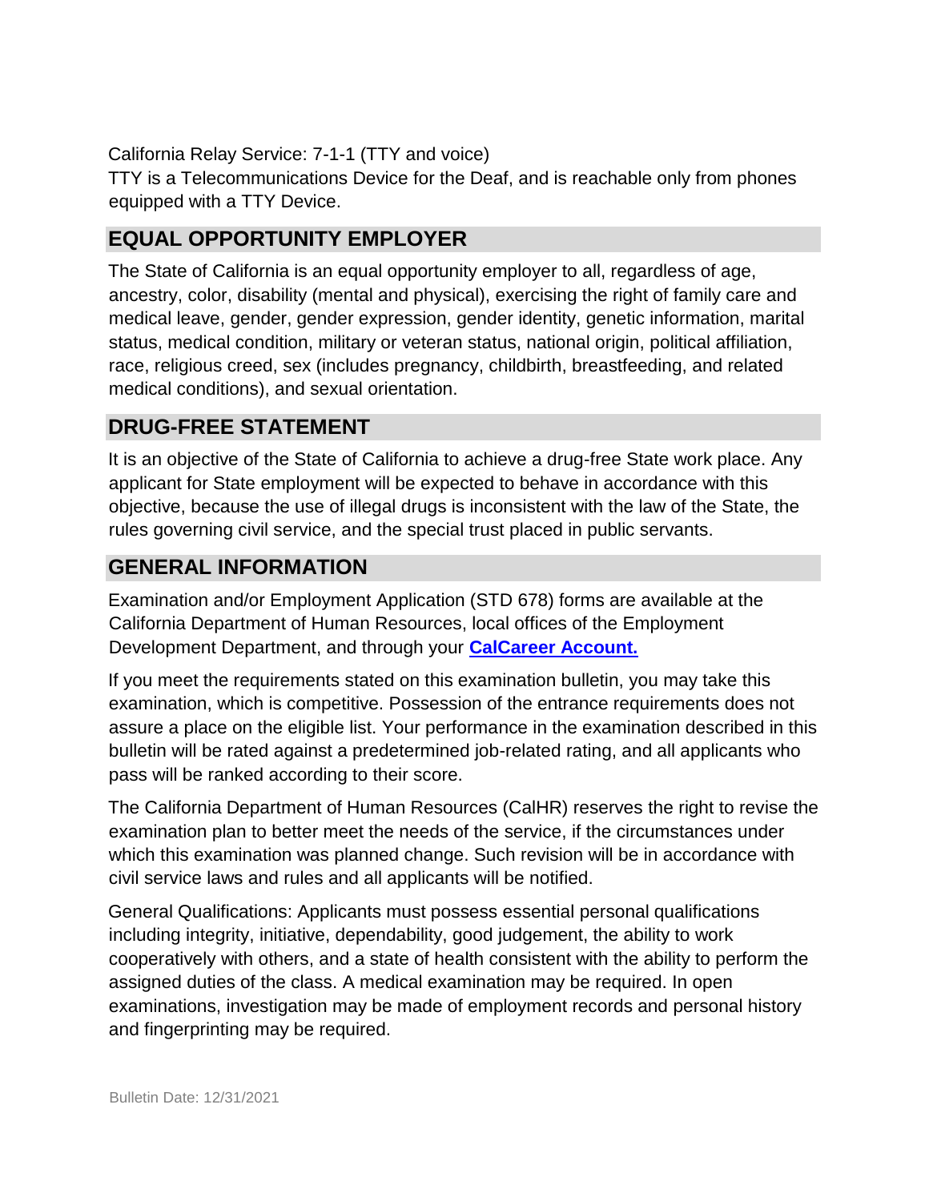California Relay Service: 7-1-1 (TTY and voice)
TTY is a Telecommunications Device for the Deaf, and is reachable only from phones equipped with a TTY Device.

## EQUAL OPPORTUNITY EMPLOYER

The State of California is an equal opportunity employer to all, regardless of age, ancestry, color, disability (mental and physical), exercising the right of family care and medical leave, gender, gender expression, gender identity, genetic information, marital status, medical condition, military or veteran status, national origin, political affiliation, race, religious creed, sex (includes pregnancy, childbirth, breastfeeding, and related medical conditions), and sexual orientation.

## DRUG-FREE STATEMENT

It is an objective of the State of California to achieve a drug-free State work place. Any applicant for State employment will be expected to behave in accordance with this objective, because the use of illegal drugs is inconsistent with the law of the State, the rules governing civil service, and the special trust placed in public servants.

## GENERAL INFORMATION

Examination and/or Employment Application (STD 678) forms are available at the California Department of Human Resources, local offices of the Employment Development Department, and through your **CalCareer Account.**

If you meet the requirements stated on this examination bulletin, you may take this examination, which is competitive. Possession of the entrance requirements does not assure a place on the eligible list. Your performance in the examination described in this bulletin will be rated against a predetermined job-related rating, and all applicants who pass will be ranked according to their score.

The California Department of Human Resources (CalHR) reserves the right to revise the examination plan to better meet the needs of the service, if the circumstances under which this examination was planned change. Such revision will be in accordance with civil service laws and rules and all applicants will be notified.

General Qualifications: Applicants must possess essential personal qualifications including integrity, initiative, dependability, good judgement, the ability to work cooperatively with others, and a state of health consistent with the ability to perform the assigned duties of the class. A medical examination may be required. In open examinations, investigation may be made of employment records and personal history and fingerprinting may be required.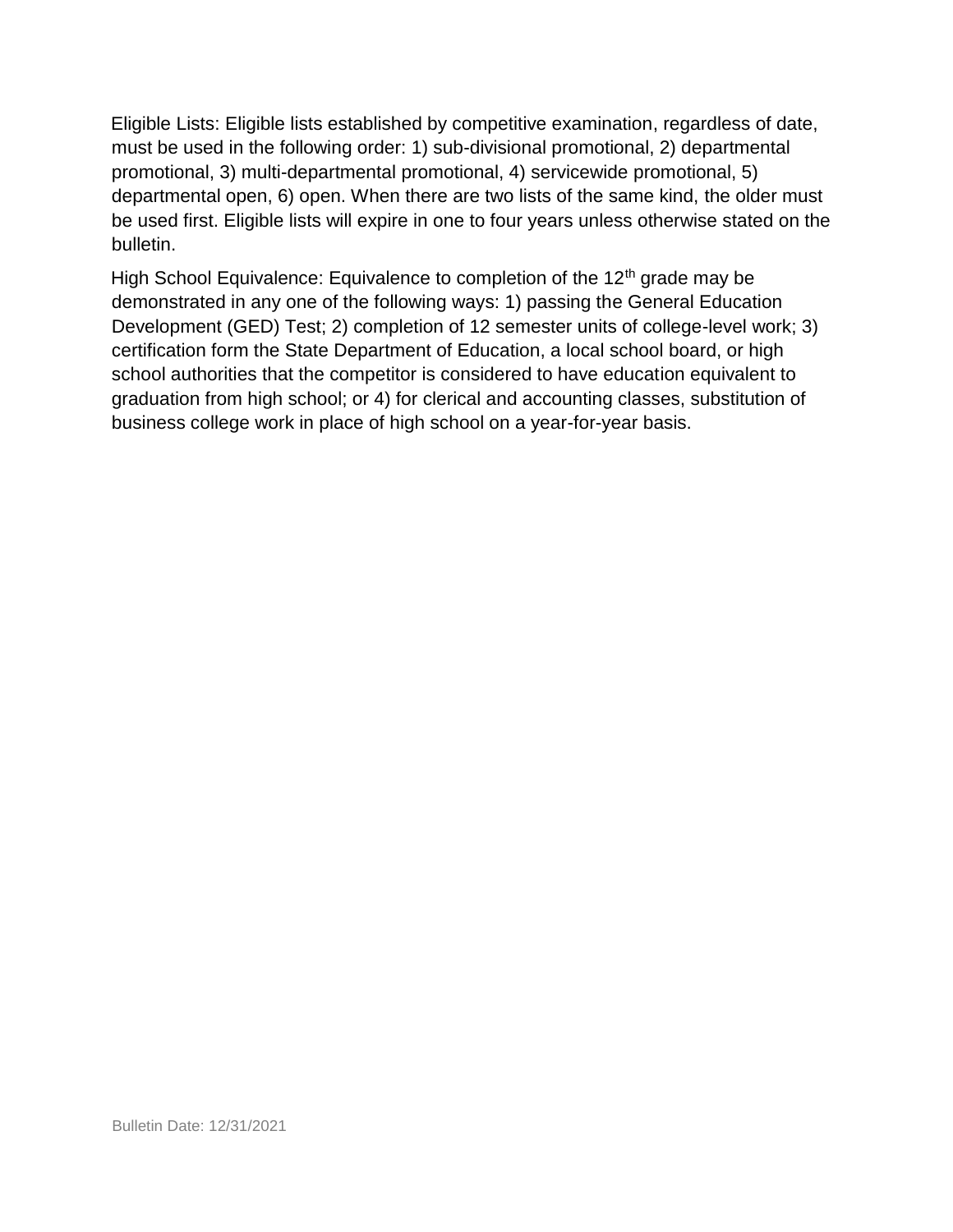Eligible Lists: Eligible lists established by competitive examination, regardless of date, must be used in the following order: 1) sub-divisional promotional, 2) departmental promotional, 3) multi-departmental promotional, 4) servicewide promotional, 5) departmental open, 6) open. When there are two lists of the same kind, the older must be used first. Eligible lists will expire in one to four years unless otherwise stated on the bulletin.

High School Equivalence: Equivalence to completion of the 12th grade may be demonstrated in any one of the following ways: 1) passing the General Education Development (GED) Test; 2) completion of 12 semester units of college-level work; 3) certification form the State Department of Education, a local school board, or high school authorities that the competitor is considered to have education equivalent to graduation from high school; or 4) for clerical and accounting classes, substitution of business college work in place of high school on a year-for-year basis.

Bulletin Date: 12/31/2021